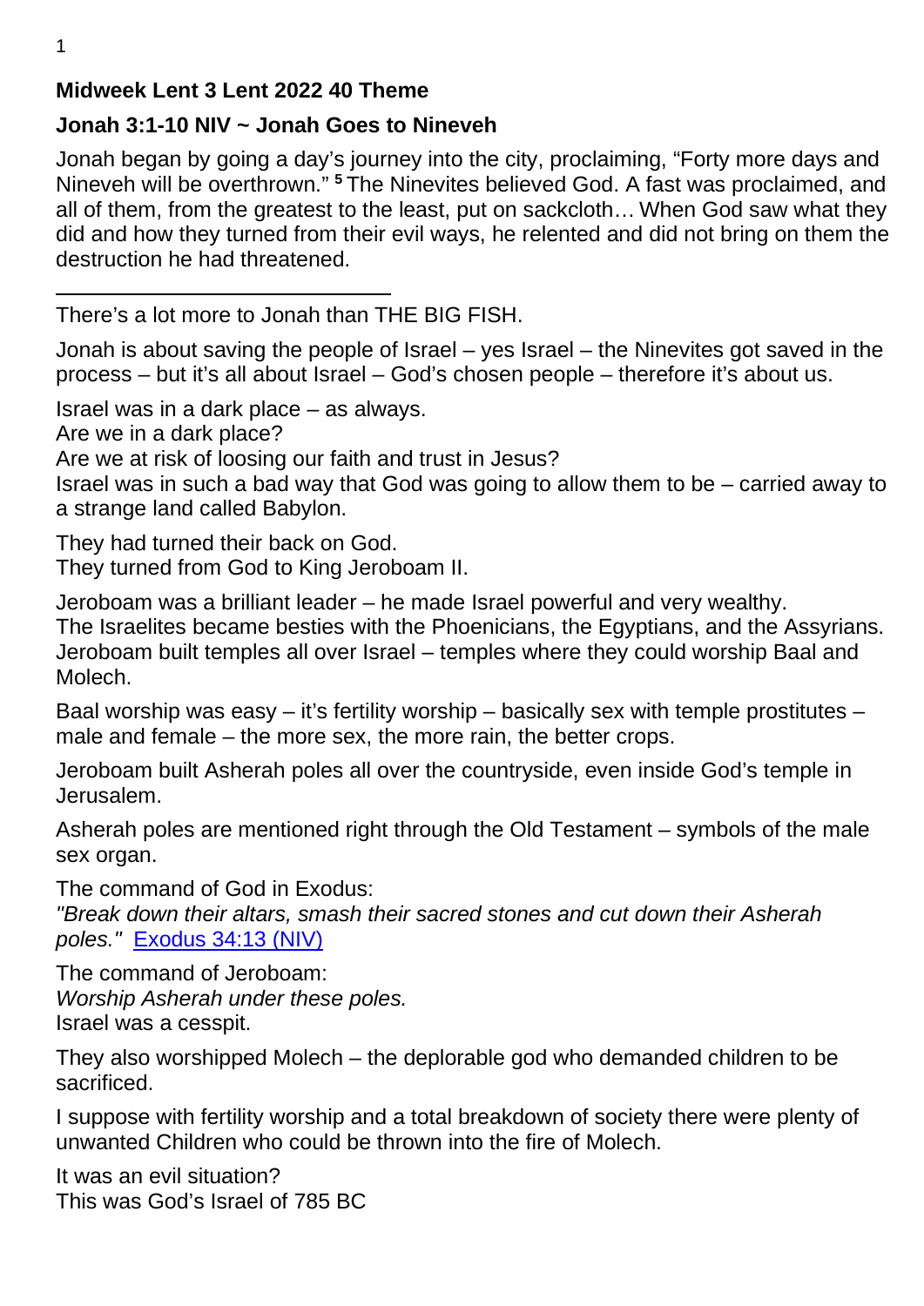**Midweek Lent 3 Lent 2022 40 Theme**

**Jonah 3:1-10 NIV ~ Jonah Goes to Nineveh**

Jonah began by going a day's journey into the city, proclaiming, "Forty more days and Nineveh will be overthrown." **5** The Ninevites believed God. A fast was proclaimed, and all of them, from the greatest to the least, put on sackcloth… When God saw what they did and how they turned from their evil ways, he relented and did not bring on them the destruction he had threatened.

---

There's a lot more to Jonah than THE BIG FISH.

Jonah is about saving the people of Israel – yes Israel – the Ninevites got saved in the process – but it's all about Israel – God's chosen people – therefore it's about us.

Israel was in a dark place – as always.
Are we in a dark place?
Are we at risk of loosing our faith and trust in Jesus?
Israel was in such a bad way that God was going to allow them to be – carried away to a strange land called Babylon.

They had turned their back on God.
They turned from God to King Jeroboam II.

Jeroboam was a brilliant leader – he made Israel powerful and very wealthy.
The Israelites became besties with the Phoenicians, the Egyptians, and the Assyrians.
Jeroboam built temples all over Israel – temples where they could worship Baal and Molech.

Baal worship was easy – it's fertility worship – basically sex with temple prostitutes – male and female – the more sex, the more rain, the better crops.

Jeroboam built Asherah poles all over the countryside, even inside God's temple in Jerusalem.

Asherah poles are mentioned right through the Old Testament – symbols of the male sex organ.

The command of God in Exodus:
*"Break down their altars, smash their sacred stones and cut down their Asherah poles."* [Exodus 34:13 (NIV)]

The command of Jeroboam:
*Worship Asherah under these poles.*
Israel was a cesspit.

They also worshipped Molech – the deplorable god who demanded children to be sacrificed.

I suppose with fertility worship and a total breakdown of society there were plenty of unwanted Children who could be thrown into the fire of Molech.

It was an evil situation?
This was God's Israel of 785 BC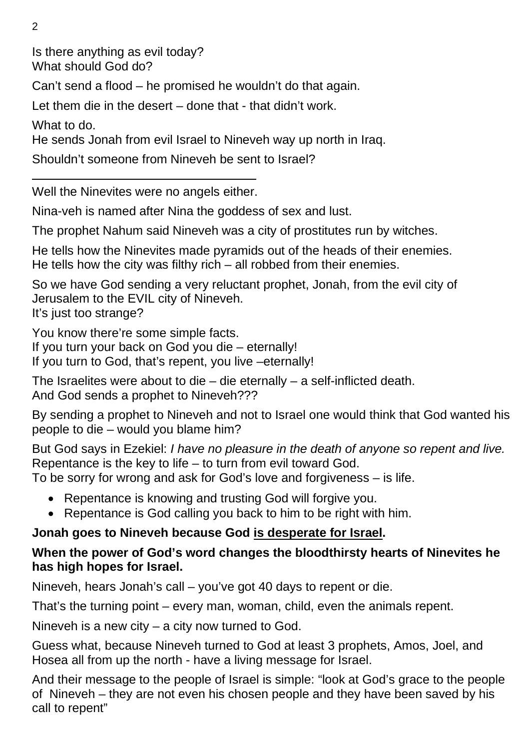Is there anything as evil today?
What should God do?

Can't send a flood – he promised he wouldn't do that again.

Let them die in the desert – done that - that didn't work.

What to do.
He sends Jonah from evil Israel to Nineveh way up north in Iraq.

Shouldn't someone from Nineveh be sent to Israel?

---

Well the Ninevites were no angels either.

Nina-veh is named after Nina the goddess of sex and lust.

The prophet Nahum said Nineveh was a city of prostitutes run by witches.

He tells how the Ninevites made pyramids out of the heads of their enemies.
He tells how the city was filthy rich – all robbed from their enemies.

So we have God sending a very reluctant prophet, Jonah, from the evil city of Jerusalem to the EVIL city of Nineveh.
It's just too strange?

You know there're some simple facts.
If you turn your back on God you die – eternally!
If you turn to God, that's repent, you live –eternally!

The Israelites were about to die – die eternally – a self-inflicted death.
And God sends a prophet to Nineveh???

By sending a prophet to Nineveh and not to Israel one would think that God wanted his people to die – would you blame him?

But God says in Ezekiel: *I have no pleasure in the death of anyone so repent and live.*
Repentance is the key to life – to turn from evil toward God.
To be sorry for wrong and ask for God's love and forgiveness – is life.

- Repentance is knowing and trusting God will forgive you.
- Repentance is God calling you back to him to be right with him.

**Jonah goes to Nineveh because God <u>is desperate for Israel</u>.**

**When the power of God's word changes the bloodthirsty hearts of Ninevites he has high hopes for Israel.**

Nineveh, hears Jonah's call – you've got 40 days to repent or die.

That's the turning point – every man, woman, child, even the animals repent.

Nineveh is a new city – a city now turned to God.

Guess what, because Nineveh turned to God at least 3 prophets, Amos, Joel, and Hosea all from up the north - have a living message for Israel.

And their message to the people of Israel is simple: "look at God's grace to the people of Nineveh – they are not even his chosen people and they have been saved by his call to repent"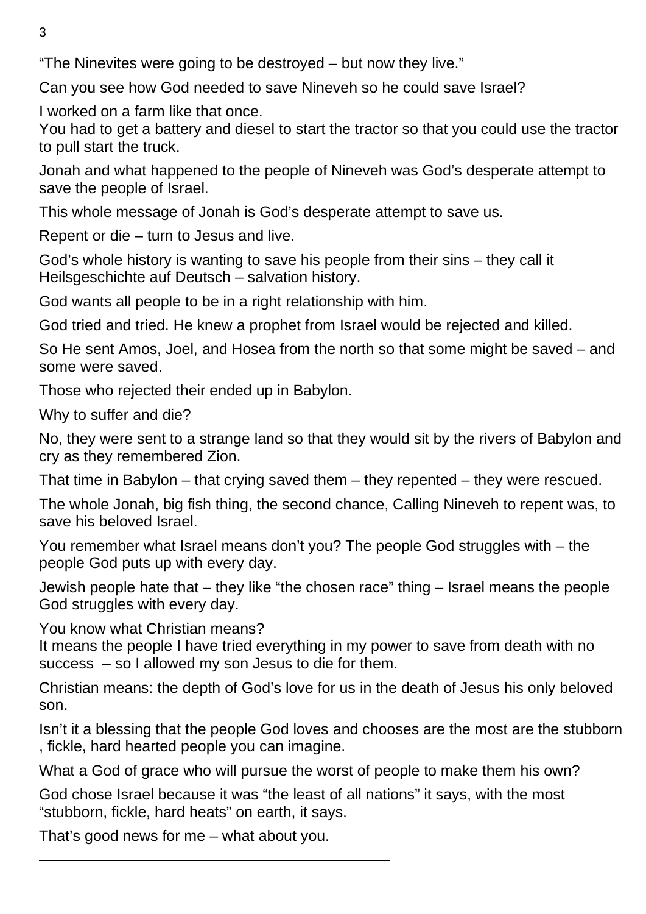"The Ninevites were going to be destroyed – but now they live."

Can you see how God needed to save Nineveh so he could save Israel?

I worked on a farm like that once.
You had to get a battery and diesel to start the tractor so that you could use the tractor to pull start the truck.

Jonah and what happened to the people of Nineveh was God's desperate attempt to save the people of Israel.

This whole message of Jonah is God's desperate attempt to save us.

Repent or die – turn to Jesus and live.

God's whole history is wanting to save his people from their sins – they call it Heilsgeschichte auf Deutsch – salvation history.

God wants all people to be in a right relationship with him.

God tried and tried. He knew a prophet from Israel would be rejected and killed.

So He sent Amos, Joel, and Hosea from the north so that some might be saved – and some were saved.

Those who rejected their ended up in Babylon.

Why to suffer and die?

No, they were sent to a strange land so that they would sit by the rivers of Babylon and cry as they remembered Zion.

That time in Babylon – that crying saved them – they repented – they were rescued.

The whole Jonah, big fish thing, the second chance, Calling Nineveh to repent was, to save his beloved Israel.

You remember what Israel means don't you? The people God struggles with – the people God puts up with every day.

Jewish people hate that – they like "the chosen race" thing – Israel means the people God struggles with every day.

You know what Christian means?
It means the people I have tried everything in my power to save from death with no success – so I allowed my son Jesus to die for them.

Christian means: the depth of God's love for us in the death of Jesus his only beloved son.

Isn't it a blessing that the people God loves and chooses are the most are the stubborn , fickle, hard hearted people you can imagine.

What a God of grace who will pursue the worst of people to make them his own?

God chose Israel because it was "the least of all nations" it says, with the most "stubborn, fickle, hard heats" on earth, it says.

That's good news for me – what about you.

---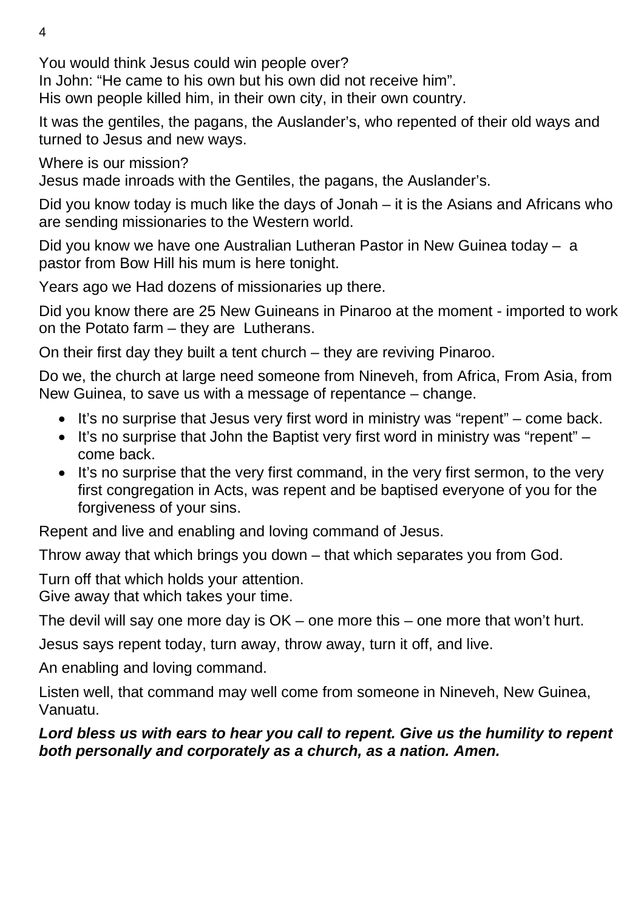You would think Jesus could win people over?
In John: “He came to his own but his own did not receive him”.
His own people killed him, in their own city, in their own country.

It was the gentiles, the pagans, the Auslander’s, who repented of their old ways and turned to Jesus and new ways.

Where is our mission?
Jesus made inroads with the Gentiles, the pagans, the Auslander’s.

Did you know today is much like the days of Jonah – it is the Asians and Africans who are sending missionaries to the Western world.

Did you know we have one Australian Lutheran Pastor in New Guinea today – a pastor from Bow Hill his mum is here tonight.

Years ago we Had dozens of missionaries up there.

Did you know there are 25 New Guineans in Pinaroo at the moment - imported to work on the Potato farm – they are Lutherans.

On their first day they built a tent church – they are reviving Pinaroo.

Do we, the church at large need someone from Nineveh, from Africa, From Asia, from New Guinea, to save us with a message of repentance – change.

- It’s no surprise that Jesus very first word in ministry was “repent” – come back.
- It’s no surprise that John the Baptist very first word in ministry was “repent” – come back.
- It’s no surprise that the very first command, in the very first sermon, to the very first congregation in Acts, was repent and be baptised everyone of you for the forgiveness of your sins.

Repent and live and enabling and loving command of Jesus.

Throw away that which brings you down – that which separates you from God.

Turn off that which holds your attention.
Give away that which takes your time.

The devil will say one more day is OK – one more this – one more that won’t hurt.

Jesus says repent today, turn away, throw away, turn it off, and live.

An enabling and loving command.

Listen well, that command may well come from someone in Nineveh, New Guinea, Vanuatu.

***Lord bless us with ears to hear you call to repent. Give us the humility to repent both personally and corporately as a church, as a nation. Amen.***